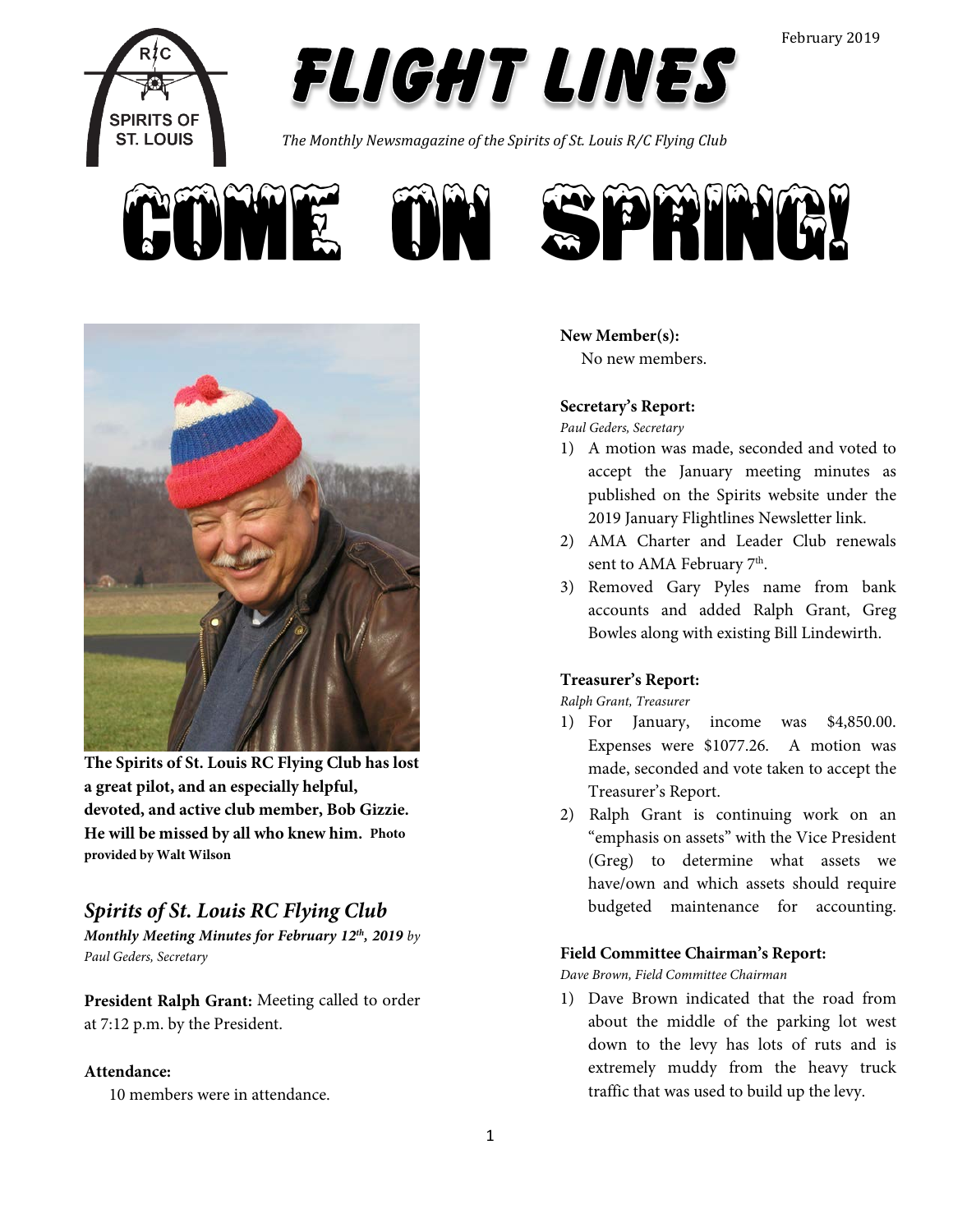February 2019

# FLIGHT LINES

*The Monthly Newsmagazine of the Spirits of St. Louis R/C Flying Club*

# COME ON SPRING!

**The Spirits of St. Louis RC Flying Club has lost a great pilot, and an especially helpful, devoted, and active club member, Bob Gizzie. He will be missed by all who knew him. Photo provided by Walt Wilson**

## *Spirits of St. Louis RC Flying Club*

***Monthly Meeting Minutes for February 12th, 2019** by Paul Geders, Secretary*

**President Ralph Grant:** Meeting called to order at 7:12 p.m. by the President.

**Attendance:**

10 members were in attendance.

**New Member(s):**

No new members.

**Secretary's Report:**

*Paul Geders, Secretary*

1) A motion was made, seconded and voted to accept the January meeting minutes as published on the Spirits website under the 2019 January Flightlines Newsletter link.
2) AMA Charter and Leader Club renewals sent to AMA February 7th.
3) Removed Gary Pyles name from bank accounts and added Ralph Grant, Greg Bowles along with existing Bill Lindewirth.

**Treasurer's Report:**

*Ralph Grant, Treasurer*

1) For January, income was $4,850.00. Expenses were $1077.26. A motion was made, seconded and vote taken to accept the Treasurer's Report.
2) Ralph Grant is continuing work on an "emphasis on assets" with the Vice President (Greg) to determine what assets we have/own and which assets should require budgeted maintenance for accounting.

**Field Committee Chairman's Report:**

*Dave Brown, Field Committee Chairman*

1) Dave Brown indicated that the road from about the middle of the parking lot west down to the levy has lots of ruts and is extremely muddy from the heavy truck traffic that was used to build up the levy.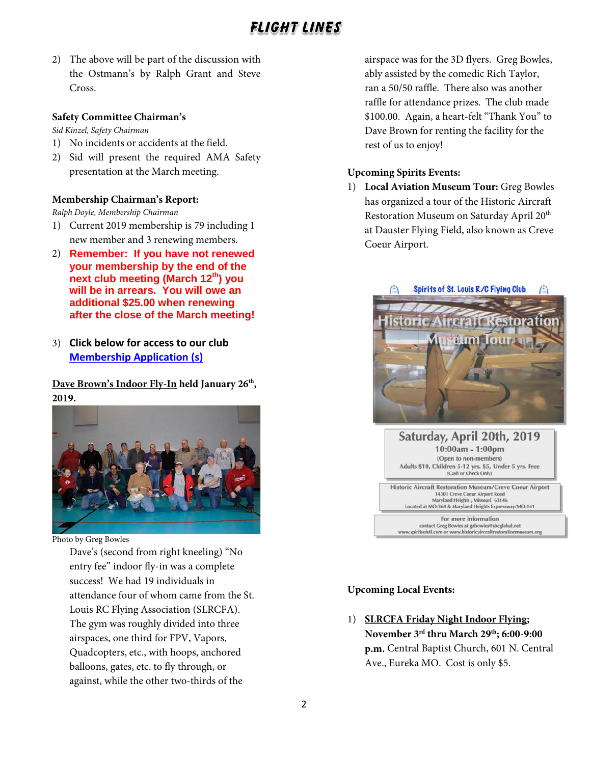2) The above will be part of the discussion with the Ostmann's by Ralph Grant and Steve Cross.

**Safety Committee Chairman's**

*Sid Kinzel, Safety Chairman*

1) No incidents or accidents at the field.
2) Sid will present the required AMA Safety presentation at the March meeting.

**Membership Chairman's Report:**

*Ralph Doyle, Membership Chairman*

1) Current 2019 membership is 79 including 1 new member and 3 renewing members.
2) **Remember: If you have not renewed your membership by the end of the next club meeting (March 12th) you will be in arrears. You will owe an additional $25.00 when renewing after the close of the March meeting!**
3) **Click below for access to our club Membership Application (s)**

**Dave Brown's Indoor Fly-In held January 26th, 2019.**

Photo by Greg Bowles

Dave's (second from right kneeling) "No entry fee" indoor fly-in was a complete success! We had 19 individuals in attendance four of whom came from the St. Louis RC Flying Association (SLRCFA). The gym was roughly divided into three airspaces, one third for FPV, Vapors, Quadcopters, etc., with hoops, anchored balloons, gates, etc. to fly through, or against, while the other two-thirds of the airspace was for the 3D flyers. Greg Bowles, ably assisted by the comedic Rich Taylor, ran a 50/50 raffle. There also was another raffle for attendance prizes. The club made $100.00. Again, a heart-felt "Thank You" to Dave Brown for renting the facility for the rest of us to enjoy!

**Upcoming Spirits Events:**

1) **Local Aviation Museum Tour:** Greg Bowles has organized a tour of the Historic Aircraft Restoration Museum on Saturday April 20th at Dauster Flying Field, also known as Creve Coeur Airport.

Spirits of St. Louis R/C Flying Club

Historic Aircraft Restoration Museum Tour

Saturday, April 20th, 2019
10:00am - 1:00pm
(Open to non-members)
Adults $10, Children 5-12 yrs. $5, Under 5 yrs. Free
(Cash or Check Only)

Historic Aircraft Restoration Museum/Creve Coeur Airport
14301 Creve Coeur Airport Road
Maryland Heights, Missouri 63146
Located at MO-364 & Maryland Heights Expressway/MO-141

For more information
contact Greg Bowles at gabowles@sbcglobal.net
www.spiritsofstl.com or www.historicaircraftrestorationmuseum.org

**Upcoming Local Events:**

1) **SLRCFA Friday Night Indoor Flying; November 3rd thru March 29th; 6:00-9:00 p.m.** Central Baptist Church, 601 N. Central Ave., Eureka MO. Cost is only $5.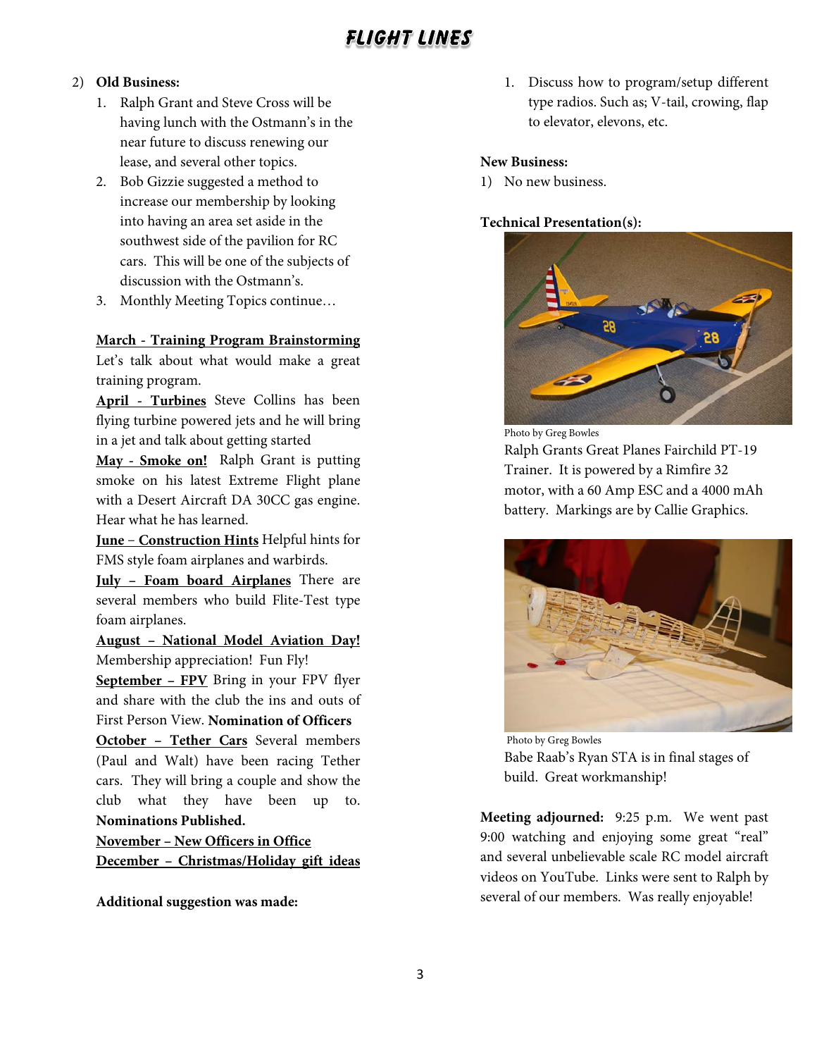2) **Old Business:**
   1. Ralph Grant and Steve Cross will be having lunch with the Ostmann's in the near future to discuss renewing our lease, and several other topics.
   2. Bob Gizzie suggested a method to increase our membership by looking into having an area set aside in the southwest side of the pavilion for RC cars. This will be one of the subjects of discussion with the Ostmann's.
   3. Monthly Meeting Topics continue…

**<u>March - Training Program Brainstorming</u>** Let's talk about what would make a great training program.

**<u>April - Turbines</u>** Steve Collins has been flying turbine powered jets and he will bring in a jet and talk about getting started

**<u>May - Smoke on!</u>** Ralph Grant is putting smoke on his latest Extreme Flight plane with a Desert Aircraft DA 30CC gas engine. Hear what he has learned.

**<u>June – Construction Hints</u>** Helpful hints for FMS style foam airplanes and warbirds.

**<u>July – Foam board Airplanes</u>** There are several members who build Flite-Test type foam airplanes.

**<u>August – National Model Aviation Day!</u>** Membership appreciation! Fun Fly!

**<u>September – FPV</u>** Bring in your FPV flyer and share with the club the ins and outs of First Person View. **Nomination of Officers**

**<u>October – Tether Cars</u>** Several members (Paul and Walt) have been racing Tether cars. They will bring a couple and show the club what they have been up to. **Nominations Published.**

**<u>November – New Officers in Office</u>**

**<u>December – Christmas/Holiday gift ideas</u>**

**Additional suggestion was made:**

1. Discuss how to program/setup different type radios. Such as; V-tail, crowing, flap to elevator, elevons, etc.

**New Business:**

1) No new business.

**Technical Presentation(s):**

Photo by Greg Bowles

Ralph Grants Great Planes Fairchild PT-19 Trainer. It is powered by a Rimfire 32 motor, with a 60 Amp ESC and a 4000 mAh battery. Markings are by Callie Graphics.

Photo by Greg Bowles

Babe Raab's Ryan STA is in final stages of build. Great workmanship!

**Meeting adjourned:** 9:25 p.m. We went past 9:00 watching and enjoying some great "real" and several unbelievable scale RC model aircraft videos on YouTube. Links were sent to Ralph by several of our members. Was really enjoyable!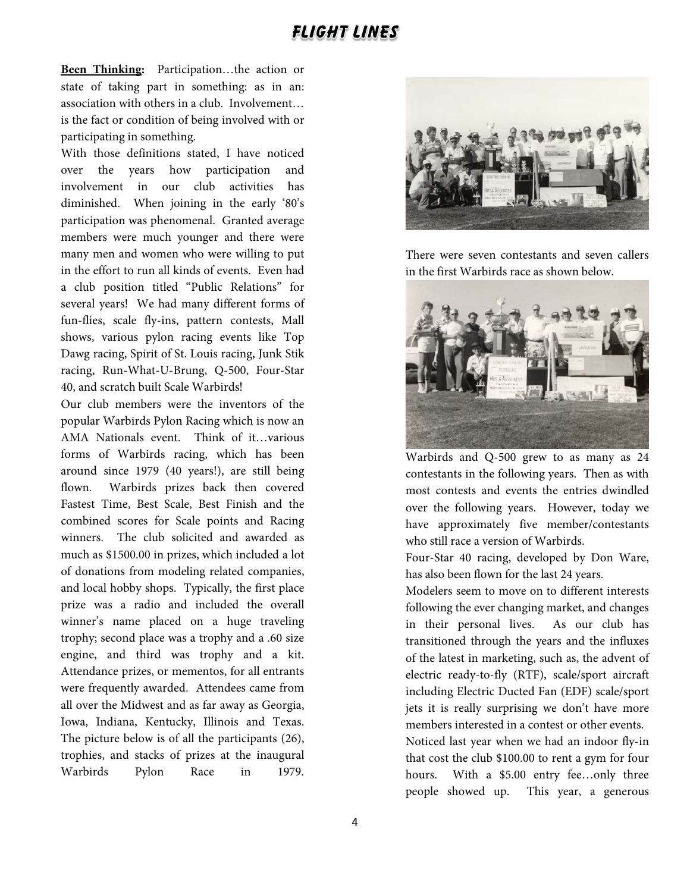**Been Thinking:** Participation…the action or state of taking part in something: as in an: association with others in a club. Involvement…is the fact or condition of being involved with or participating in something.

With those definitions stated, I have noticed over the years how participation and involvement in our club activities has diminished. When joining in the early '80's participation was phenomenal. Granted average members were much younger and there were many men and women who were willing to put in the effort to run all kinds of events. Even had a club position titled "Public Relations" for several years! We had many different forms of fun-flies, scale fly-ins, pattern contests, Mall shows, various pylon racing events like Top Dawg racing, Spirit of St. Louis racing, Junk Stik racing, Run-What-U-Brung, Q-500, Four-Star 40, and scratch built Scale Warbirds!

Our club members were the inventors of the popular Warbirds Pylon Racing which is now an AMA Nationals event. Think of it…various forms of Warbirds racing, which has been around since 1979 (40 years!), are still being flown. Warbirds prizes back then covered Fastest Time, Best Scale, Best Finish and the combined scores for Scale points and Racing winners. The club solicited and awarded as much as $1500.00 in prizes, which included a lot of donations from modeling related companies, and local hobby shops. Typically, the first place prize was a radio and included the overall winner's name placed on a huge traveling trophy; second place was a trophy and a .60 size engine, and third was trophy and a kit. Attendance prizes, or mementos, for all entrants were frequently awarded. Attendees came from all over the Midwest and as far away as Georgia, Iowa, Indiana, Kentucky, Illinois and Texas. The picture below is of all the participants (26), trophies, and stacks of prizes at the inaugural Warbirds Pylon Race in 1979.

There were seven contestants and seven callers in the first Warbirds race as shown below.

Warbirds and Q-500 grew to as many as 24 contestants in the following years. Then as with most contests and events the entries dwindled over the following years. However, today we have approximately five member/contestants who still race a version of Warbirds.

Four-Star 40 racing, developed by Don Ware, has also been flown for the last 24 years.

Modelers seem to move on to different interests following the ever changing market, and changes in their personal lives. As our club has transitioned through the years and the influxes of the latest in marketing, such as, the advent of electric ready-to-fly (RTF), scale/sport aircraft including Electric Ducted Fan (EDF) scale/sport jets it is really surprising we don't have more members interested in a contest or other events.

Noticed last year when we had an indoor fly-in that cost the club $100.00 to rent a gym for four hours. With a $5.00 entry fee…only three people showed up. This year, a generous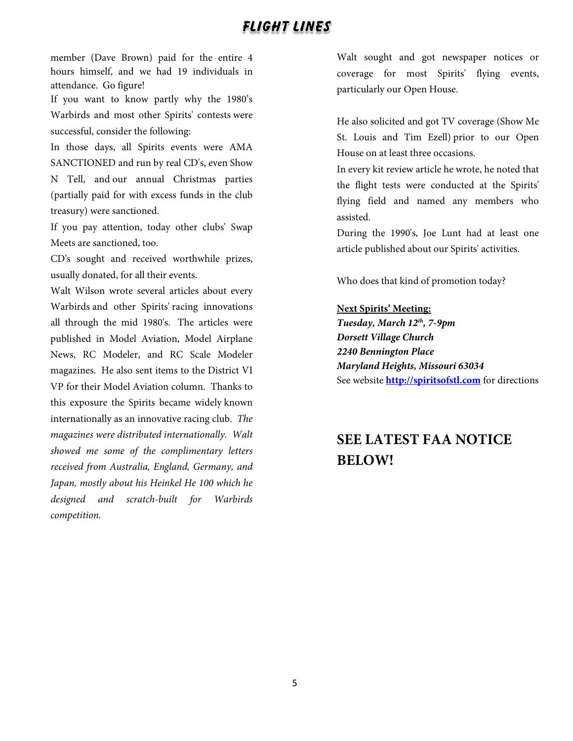member (Dave Brown) paid for the entire 4 hours himself, and we had 19 individuals in attendance. Go figure!

If you want to know partly why the 1980's Warbirds and most other Spirits' contests were successful, consider the following:

In those days, all Spirits events were AMA SANCTIONED and run by real CD's, even Show N Tell, and our annual Christmas parties (partially paid for with excess funds in the club treasury) were sanctioned.

If you pay attention, today other clubs' Swap Meets are sanctioned, too.

CD's sought and received worthwhile prizes, usually donated, for all their events.

Walt Wilson wrote several articles about every Warbirds and other Spirits' racing innovations all through the mid 1980's. The articles were published in Model Aviation, Model Airplane News, RC Modeler, and RC Scale Modeler magazines. He also sent items to the District VI VP for their Model Aviation column. Thanks to this exposure the Spirits became widely known internationally as an innovative racing club. *The magazines were distributed internationally. Walt showed me some of the complimentary letters received from Australia, England, Germany, and Japan, mostly about his Heinkel He 100 which he designed and scratch-built for Warbirds competition.*

Walt sought and got newspaper notices or coverage for most Spirits' flying events, particularly our Open House.

He also solicited and got TV coverage (Show Me St. Louis and Tim Ezell) prior to our Open House on at least three occasions.

In every kit review article he wrote, he noted that the flight tests were conducted at the Spirits' flying field and named any members who assisted.

During the 1990's, Joe Lunt had at least one article published about our Spirits' activities.

Who does that kind of promotion today?

**Next Spirits' Meeting:**
***Tuesday, March 12th, 7-9pm***
***Dorsett Village Church***
***2240 Bennington Place***
***Maryland Heights, Missouri 63034***
See website **http://spiritsofstl.com** for directions

## SEE LATEST FAA NOTICE BELOW!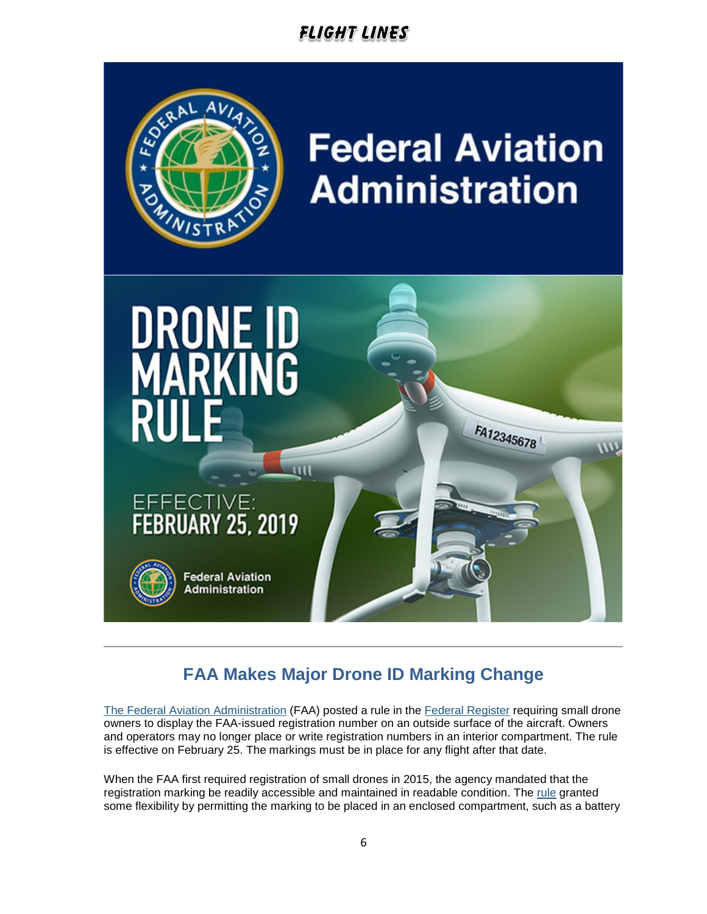## FAA Makes Major Drone ID Marking Change

The Federal Aviation Administration (FAA) posted a rule in the Federal Register requiring small drone owners to display the FAA-issued registration number on an outside surface of the aircraft. Owners and operators may no longer place or write registration numbers in an interior compartment. The rule is effective on February 25. The markings must be in place for any flight after that date.

When the FAA first required registration of small drones in 2015, the agency mandated that the registration marking be readily accessible and maintained in readable condition. The rule granted some flexibility by permitting the marking to be placed in an enclosed compartment, such as a battery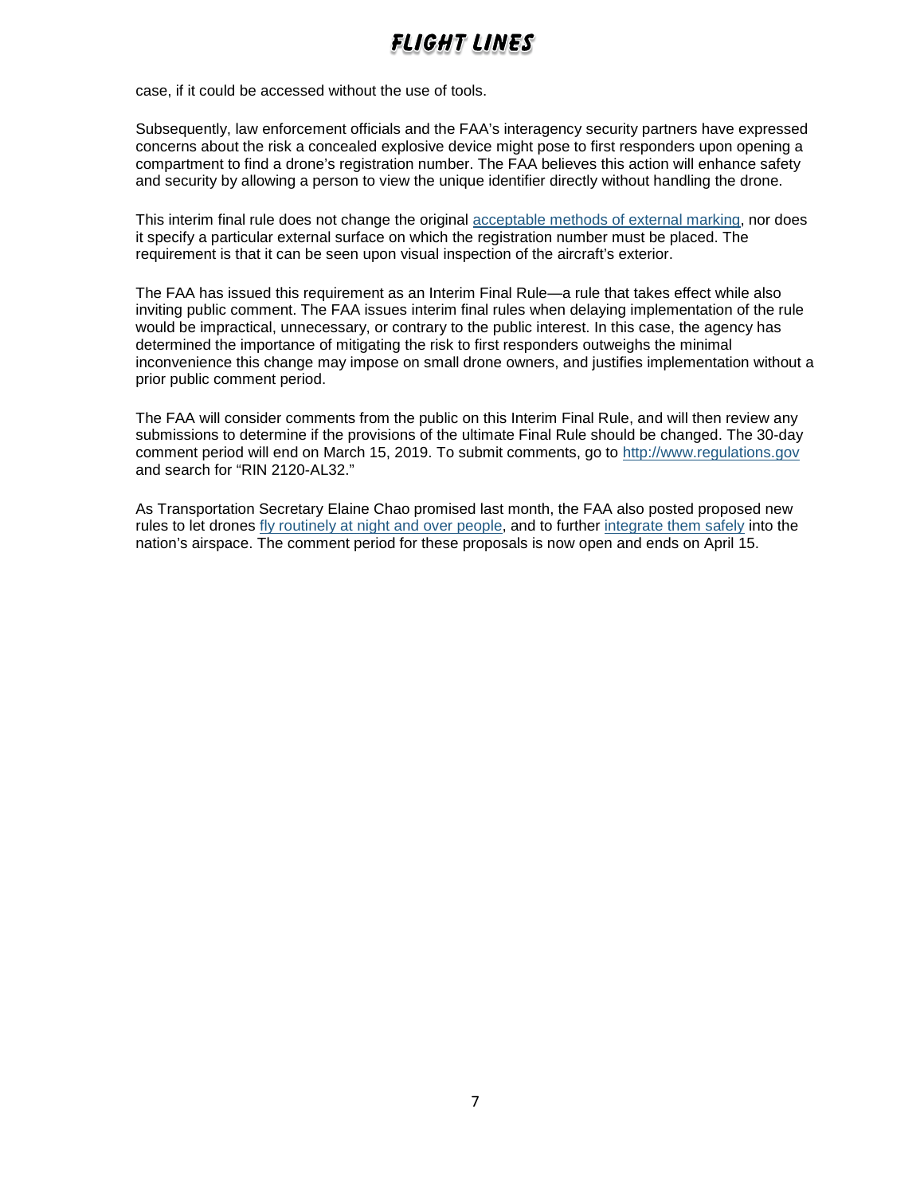case, if it could be accessed without the use of tools.

Subsequently, law enforcement officials and the FAA's interagency security partners have expressed concerns about the risk a concealed explosive device might pose to first responders upon opening a compartment to find a drone's registration number. The FAA believes this action will enhance safety and security by allowing a person to view the unique identifier directly without handling the drone.

This interim final rule does not change the original acceptable methods of external marking, nor does it specify a particular external surface on which the registration number must be placed. The requirement is that it can be seen upon visual inspection of the aircraft's exterior.

The FAA has issued this requirement as an Interim Final Rule—a rule that takes effect while also inviting public comment. The FAA issues interim final rules when delaying implementation of the rule would be impractical, unnecessary, or contrary to the public interest. In this case, the agency has determined the importance of mitigating the risk to first responders outweighs the minimal inconvenience this change may impose on small drone owners, and justifies implementation without a prior public comment period.

The FAA will consider comments from the public on this Interim Final Rule, and will then review any submissions to determine if the provisions of the ultimate Final Rule should be changed. The 30-day comment period will end on March 15, 2019. To submit comments, go to http://www.regulations.gov and search for "RIN 2120-AL32."

As Transportation Secretary Elaine Chao promised last month, the FAA also posted proposed new rules to let drones fly routinely at night and over people, and to further integrate them safely into the nation's airspace. The comment period for these proposals is now open and ends on April 15.